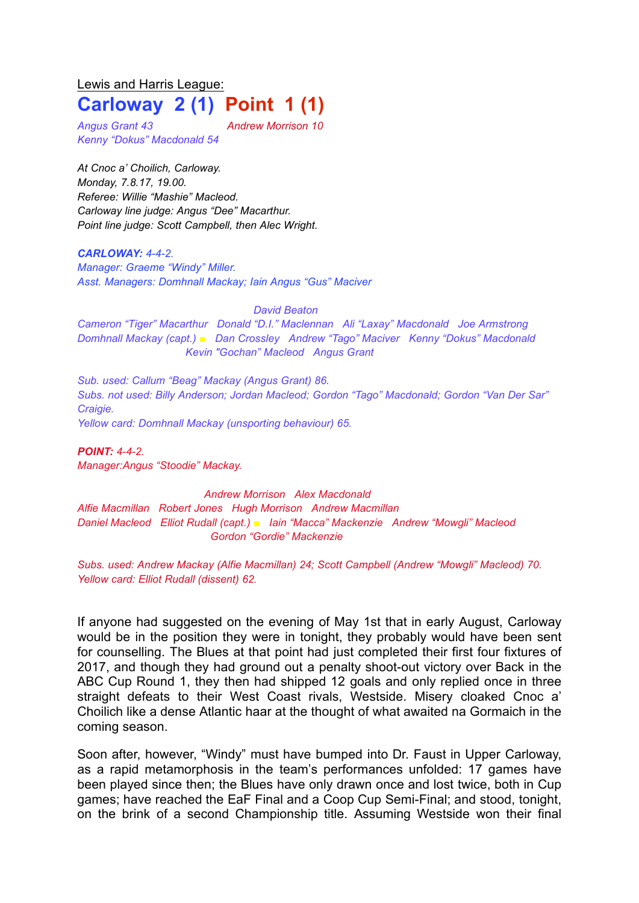Lewis and Harris League:

# Carloway 2 (1) Point 1 (1)

*Angus Grant 43* *Andrew Morrison 10*
*Kenny "Dokus" Macdonald 54*

*At Cnoc a' Choilich, Carloway.*
*Monday, 7.8.17, 19.00.*
*Referee: Willie "Mashie" Macleod.*
*Carloway line judge: Angus "Dee" Macarthur.*
*Point line judge: Scott Campbell, then Alec Wright.*

***CARLOWAY:** 4-4-2.*
*Manager: Graeme "Windy" Miller.*
*Asst. Managers: Domhnall Mackay; Iain Angus "Gus" Maciver*

*David Beaton*
*Cameron "Tiger" Macarthur Donald "D.I." Maclennan Ali "Laxay" Macdonald Joe Armstrong*
*Domhnall Mackay (capt.) ■ Dan Crossley Andrew "Tago" Maciver Kenny "Dokus" Macdonald*
*Kevin "Gochan" Macleod Angus Grant*

*Sub. used: Callum "Beag" Mackay (Angus Grant) 86.*
*Subs. not used: Billy Anderson; Jordan Macleod; Gordon "Tago" Macdonald; Gordon "Van Der Sar" Craigie.*
*Yellow card: Domhnall Mackay (unsporting behaviour) 65.*

***POINT:** 4-4-2.*
*Manager:Angus "Stoodie" Mackay.*

*Andrew Morrison Alex Macdonald*
*Alfie Macmillan Robert Jones Hugh Morrison Andrew Macmillan*
*Daniel Macleod Elliot Rudall (capt.) ■ Iain "Macca" Mackenzie Andrew "Mowgli" Macleod*
*Gordon "Gordie" Mackenzie*

*Subs. used: Andrew Mackay (Alfie Macmillan) 24; Scott Campbell (Andrew "Mowgli" Macleod) 70.*
*Yellow card: Elliot Rudall (dissent) 62.*

If anyone had suggested on the evening of May 1st that in early August, Carloway would be in the position they were in tonight, they probably would have been sent for counselling. The Blues at that point had just completed their first four fixtures of 2017, and though they had ground out a penalty shoot-out victory over Back in the ABC Cup Round 1, they then had shipped 12 goals and only replied once in three straight defeats to their West Coast rivals, Westside. Misery cloaked Cnoc a' Choilich like a dense Atlantic haar at the thought of what awaited na Gormaich in the coming season.

Soon after, however, "Windy" must have bumped into Dr. Faust in Upper Carloway, as a rapid metamorphosis in the team's performances unfolded: 17 games have been played since then; the Blues have only drawn once and lost twice, both in Cup games; have reached the EaF Final and a Coop Cup Semi-Final; and stood, tonight, on the brink of a second Championship title. Assuming Westside won their final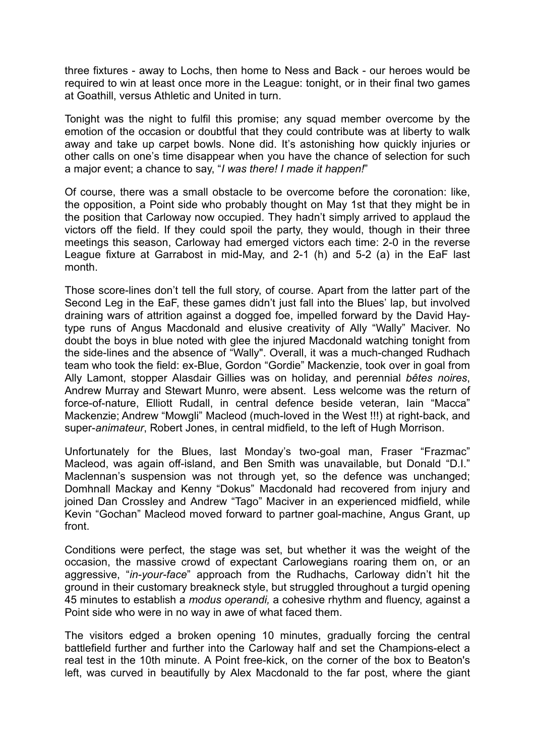three fixtures - away to Lochs, then home to Ness and Back - our heroes would be required to win at least once more in the League: tonight, or in their final two games at Goathill, versus Athletic and United in turn.

Tonight was the night to fulfil this promise; any squad member overcome by the emotion of the occasion or doubtful that they could contribute was at liberty to walk away and take up carpet bowls. None did. It's astonishing how quickly injuries or other calls on one's time disappear when you have the chance of selection for such a major event; a chance to say, "*I was there! I made it happen!*"

Of course, there was a small obstacle to be overcome before the coronation: like, the opposition, a Point side who probably thought on May 1st that they might be in the position that Carloway now occupied. They hadn't simply arrived to applaud the victors off the field. If they could spoil the party, they would, though in their three meetings this season, Carloway had emerged victors each time: 2-0 in the reverse League fixture at Garrabost in mid-May, and 2-1 (h) and 5-2 (a) in the EaF last month.

Those score-lines don't tell the full story, of course. Apart from the latter part of the Second Leg in the EaF, these games didn't just fall into the Blues' lap, but involved draining wars of attrition against a dogged foe, impelled forward by the David Hay-type runs of Angus Macdonald and elusive creativity of Ally "Wally" Maciver. No doubt the boys in blue noted with glee the injured Macdonald watching tonight from the side-lines and the absence of "Wally". Overall, it was a much-changed Rudhach team who took the field: ex-Blue, Gordon "Gordie" Mackenzie, took over in goal from Ally Lamont, stopper Alasdair Gillies was on holiday, and perennial *bêtes noires*, Andrew Murray and Stewart Munro, were absent. Less welcome was the return of force-of-nature, Elliott Rudall, in central defence beside veteran, Iain "Macca" Mackenzie; Andrew "Mowgli" Macleod (much-loved in the West !!!) at right-back, and super-*animateur*, Robert Jones, in central midfield, to the left of Hugh Morrison.

Unfortunately for the Blues, last Monday's two-goal man, Fraser "Frazmac" Macleod, was again off-island, and Ben Smith was unavailable, but Donald "D.I." Maclennan's suspension was not through yet, so the defence was unchanged; Domhnall Mackay and Kenny "Dokus" Macdonald had recovered from injury and joined Dan Crossley and Andrew "Tago" Maciver in an experienced midfield, while Kevin "Gochan" Macleod moved forward to partner goal-machine, Angus Grant, up front.

Conditions were perfect, the stage was set, but whether it was the weight of the occasion, the massive crowd of expectant Carlowegians roaring them on, or an aggressive, "*in-your-face*" approach from the Rudhachs, Carloway didn't hit the ground in their customary breakneck style, but struggled throughout a turgid opening 45 minutes to establish a *modus operandi,* a cohesive rhythm and fluency, against a Point side who were in no way in awe of what faced them.

The visitors edged a broken opening 10 minutes, gradually forcing the central battlefield further and further into the Carloway half and set the Champions-elect a real test in the 10th minute. A Point free-kick, on the corner of the box to Beaton's left, was curved in beautifully by Alex Macdonald to the far post, where the giant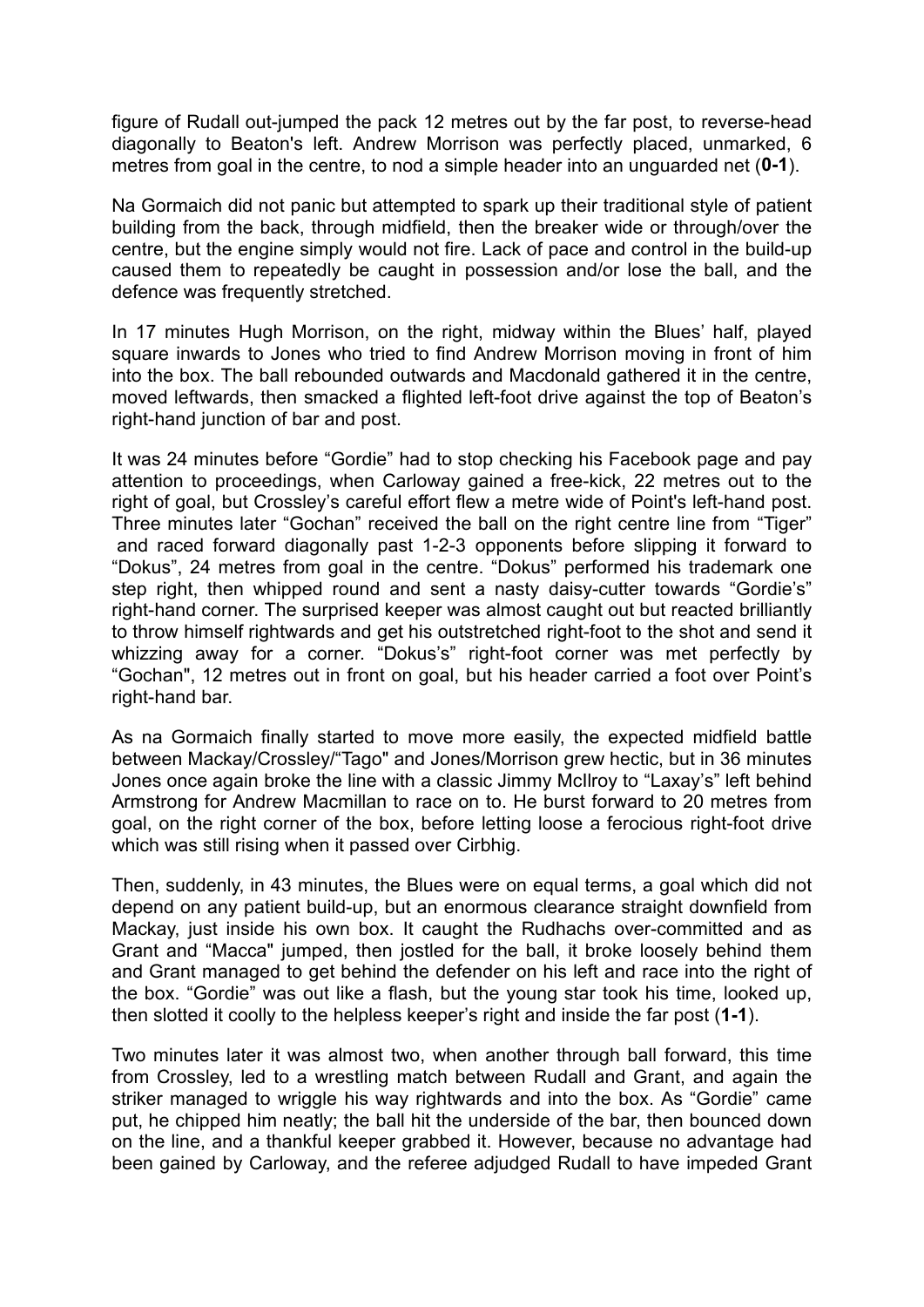figure of Rudall out-jumped the pack 12 metres out by the far post, to reverse-head diagonally to Beaton's left. Andrew Morrison was perfectly placed, unmarked, 6 metres from goal in the centre, to nod a simple header into an unguarded net (**0-1**).

Na Gormaich did not panic but attempted to spark up their traditional style of patient building from the back, through midfield, then the breaker wide or through/over the centre, but the engine simply would not fire. Lack of pace and control in the build-up caused them to repeatedly be caught in possession and/or lose the ball, and the defence was frequently stretched.

In 17 minutes Hugh Morrison, on the right, midway within the Blues' half, played square inwards to Jones who tried to find Andrew Morrison moving in front of him into the box. The ball rebounded outwards and Macdonald gathered it in the centre, moved leftwards, then smacked a flighted left-foot drive against the top of Beaton's right-hand junction of bar and post.

It was 24 minutes before "Gordie" had to stop checking his Facebook page and pay attention to proceedings, when Carloway gained a free-kick, 22 metres out to the right of goal, but Crossley's careful effort flew a metre wide of Point's left-hand post. Three minutes later "Gochan" received the ball on the right centre line from "Tiger" and raced forward diagonally past 1-2-3 opponents before slipping it forward to "Dokus", 24 metres from goal in the centre. "Dokus" performed his trademark one step right, then whipped round and sent a nasty daisy-cutter towards "Gordie's" right-hand corner. The surprised keeper was almost caught out but reacted brilliantly to throw himself rightwards and get his outstretched right-foot to the shot and send it whizzing away for a corner. "Dokus's" right-foot corner was met perfectly by "Gochan", 12 metres out in front on goal, but his header carried a foot over Point's right-hand bar.

As na Gormaich finally started to move more easily, the expected midfield battle between Mackay/Crossley/"Tago" and Jones/Morrison grew hectic, but in 36 minutes Jones once again broke the line with a classic Jimmy McIlroy to "Laxay's" left behind Armstrong for Andrew Macmillan to race on to. He burst forward to 20 metres from goal, on the right corner of the box, before letting loose a ferocious right-foot drive which was still rising when it passed over Cirbhig.

Then, suddenly, in 43 minutes, the Blues were on equal terms, a goal which did not depend on any patient build-up, but an enormous clearance straight downfield from Mackay, just inside his own box. It caught the Rudhachs over-committed and as Grant and "Macca" jumped, then jostled for the ball, it broke loosely behind them and Grant managed to get behind the defender on his left and race into the right of the box. "Gordie" was out like a flash, but the young star took his time, looked up, then slotted it coolly to the helpless keeper's right and inside the far post (**1-1**).

Two minutes later it was almost two, when another through ball forward, this time from Crossley, led to a wrestling match between Rudall and Grant, and again the striker managed to wriggle his way rightwards and into the box. As "Gordie" came put, he chipped him neatly; the ball hit the underside of the bar, then bounced down on the line, and a thankful keeper grabbed it. However, because no advantage had been gained by Carloway, and the referee adjudged Rudall to have impeded Grant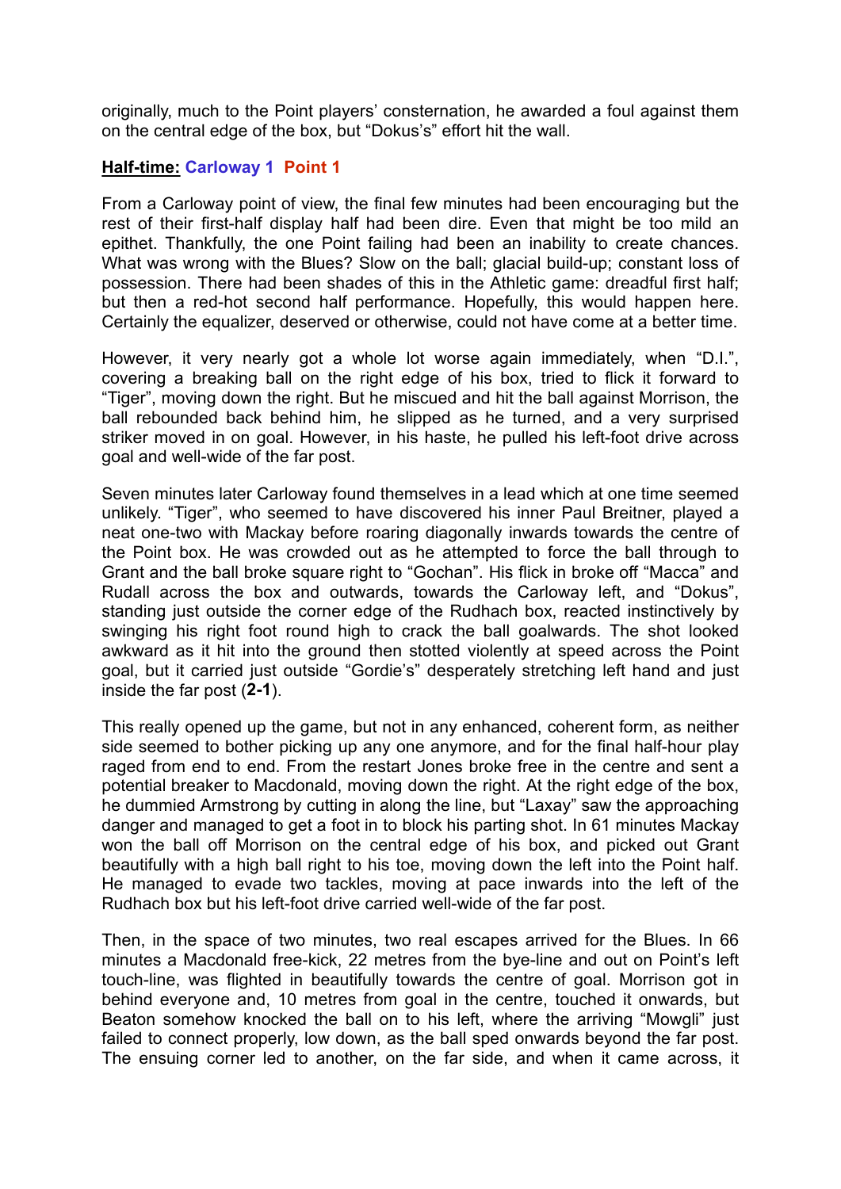originally, much to the Point players' consternation, he awarded a foul against them on the central edge of the box, but "Dokus's" effort hit the wall.

**Half-time: Carloway 1 Point 1**

From a Carloway point of view, the final few minutes had been encouraging but the rest of their first-half display half had been dire. Even that might be too mild an epithet. Thankfully, the one Point failing had been an inability to create chances. What was wrong with the Blues? Slow on the ball; glacial build-up; constant loss of possession. There had been shades of this in the Athletic game: dreadful first half; but then a red-hot second half performance. Hopefully, this would happen here. Certainly the equalizer, deserved or otherwise, could not have come at a better time.

However, it very nearly got a whole lot worse again immediately, when "D.I.", covering a breaking ball on the right edge of his box, tried to flick it forward to "Tiger", moving down the right. But he miscued and hit the ball against Morrison, the ball rebounded back behind him, he slipped as he turned, and a very surprised striker moved in on goal. However, in his haste, he pulled his left-foot drive across goal and well-wide of the far post.

Seven minutes later Carloway found themselves in a lead which at one time seemed unlikely. "Tiger", who seemed to have discovered his inner Paul Breitner, played a neat one-two with Mackay before roaring diagonally inwards towards the centre of the Point box. He was crowded out as he attempted to force the ball through to Grant and the ball broke square right to "Gochan". His flick in broke off "Macca" and Rudall across the box and outwards, towards the Carloway left, and "Dokus", standing just outside the corner edge of the Rudhach box, reacted instinctively by swinging his right foot round high to crack the ball goalwards. The shot looked awkward as it hit into the ground then stotted violently at speed across the Point goal, but it carried just outside "Gordie's" desperately stretching left hand and just inside the far post (**2-1**).

This really opened up the game, but not in any enhanced, coherent form, as neither side seemed to bother picking up any one anymore, and for the final half-hour play raged from end to end. From the restart Jones broke free in the centre and sent a potential breaker to Macdonald, moving down the right. At the right edge of the box, he dummied Armstrong by cutting in along the line, but "Laxay" saw the approaching danger and managed to get a foot in to block his parting shot. In 61 minutes Mackay won the ball off Morrison on the central edge of his box, and picked out Grant beautifully with a high ball right to his toe, moving down the left into the Point half. He managed to evade two tackles, moving at pace inwards into the left of the Rudhach box but his left-foot drive carried well-wide of the far post.

Then, in the space of two minutes, two real escapes arrived for the Blues. In 66 minutes a Macdonald free-kick, 22 metres from the bye-line and out on Point's left touch-line, was flighted in beautifully towards the centre of goal. Morrison got in behind everyone and, 10 metres from goal in the centre, touched it onwards, but Beaton somehow knocked the ball on to his left, where the arriving "Mowgli" just failed to connect properly, low down, as the ball sped onwards beyond the far post. The ensuing corner led to another, on the far side, and when it came across, it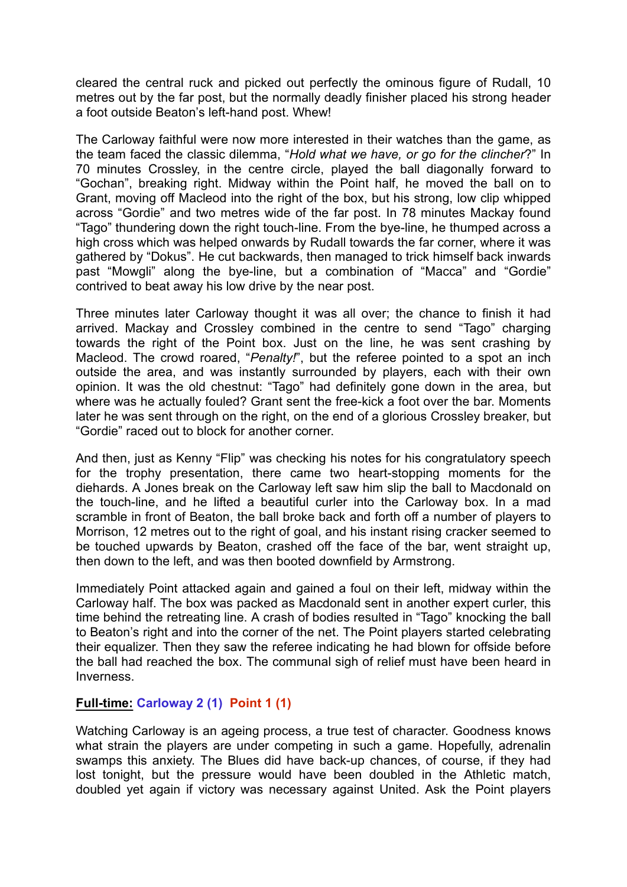cleared the central ruck and picked out perfectly the ominous figure of Rudall, 10 metres out by the far post, but the normally deadly finisher placed his strong header a foot outside Beaton's left-hand post. Whew!

The Carloway faithful were now more interested in their watches than the game, as the team faced the classic dilemma, "*Hold what we have, or go for the clincher*?" In 70 minutes Crossley, in the centre circle, played the ball diagonally forward to "Gochan", breaking right. Midway within the Point half, he moved the ball on to Grant, moving off Macleod into the right of the box, but his strong, low clip whipped across "Gordie" and two metres wide of the far post. In 78 minutes Mackay found "Tago" thundering down the right touch-line. From the bye-line, he thumped across a high cross which was helped onwards by Rudall towards the far corner, where it was gathered by "Dokus". He cut backwards, then managed to trick himself back inwards past "Mowgli" along the bye-line, but a combination of "Macca" and "Gordie" contrived to beat away his low drive by the near post.

Three minutes later Carloway thought it was all over; the chance to finish it had arrived. Mackay and Crossley combined in the centre to send "Tago" charging towards the right of the Point box. Just on the line, he was sent crashing by Macleod. The crowd roared, "*Penalty!*", but the referee pointed to a spot an inch outside the area, and was instantly surrounded by players, each with their own opinion. It was the old chestnut: "Tago" had definitely gone down in the area, but where was he actually fouled? Grant sent the free-kick a foot over the bar. Moments later he was sent through on the right, on the end of a glorious Crossley breaker, but "Gordie" raced out to block for another corner.

And then, just as Kenny "Flip" was checking his notes for his congratulatory speech for the trophy presentation, there came two heart-stopping moments for the diehards. A Jones break on the Carloway left saw him slip the ball to Macdonald on the touch-line, and he lifted a beautiful curler into the Carloway box. In a mad scramble in front of Beaton, the ball broke back and forth off a number of players to Morrison, 12 metres out to the right of goal, and his instant rising cracker seemed to be touched upwards by Beaton, crashed off the face of the bar, went straight up, then down to the left, and was then booted downfield by Armstrong.

Immediately Point attacked again and gained a foul on their left, midway within the Carloway half. The box was packed as Macdonald sent in another expert curler, this time behind the retreating line. A crash of bodies resulted in "Tago" knocking the ball to Beaton's right and into the corner of the net. The Point players started celebrating their equalizer. Then they saw the referee indicating he had blown for offside before the ball had reached the box. The communal sigh of relief must have been heard in Inverness.

**Full-time: Carloway 2 (1) Point 1 (1)**

Watching Carloway is an ageing process, a true test of character. Goodness knows what strain the players are under competing in such a game. Hopefully, adrenalin swamps this anxiety. The Blues did have back-up chances, of course, if they had lost tonight, but the pressure would have been doubled in the Athletic match, doubled yet again if victory was necessary against United. Ask the Point players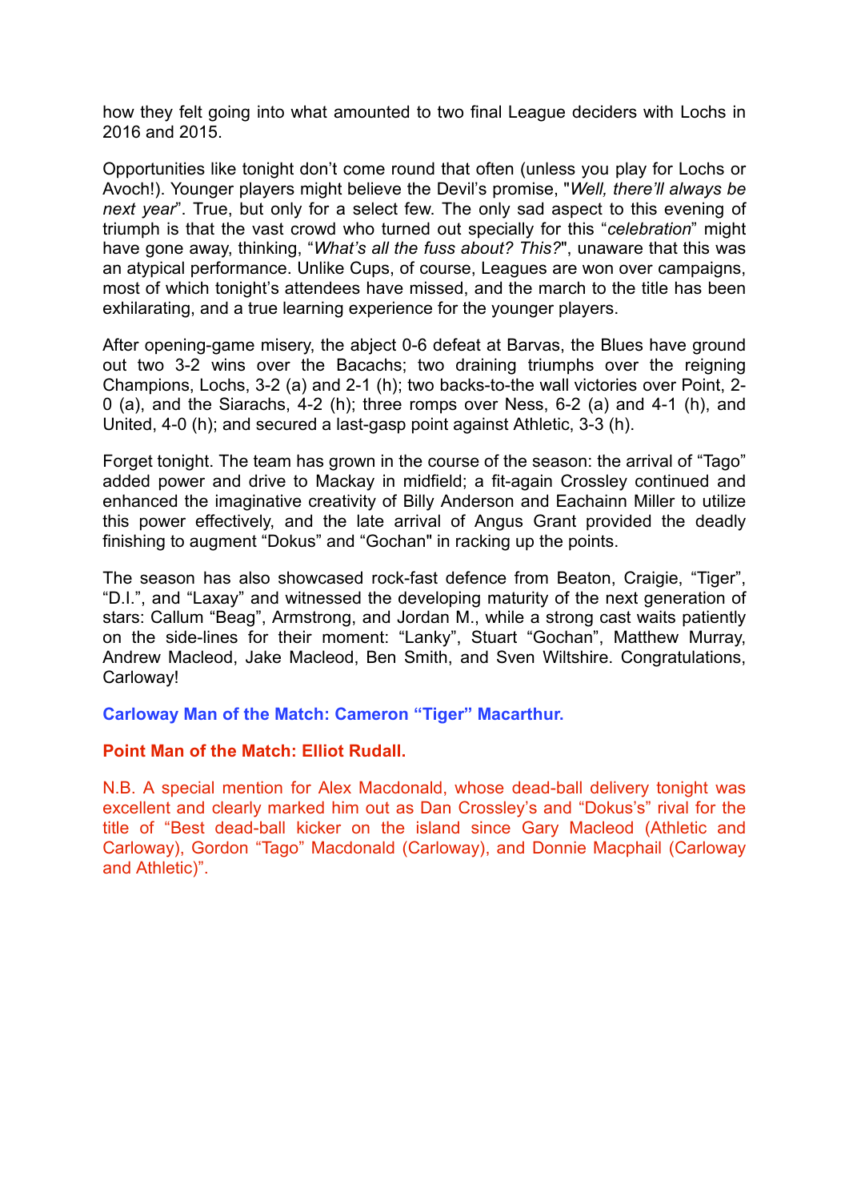how they felt going into what amounted to two final League deciders with Lochs in 2016 and 2015.

Opportunities like tonight don't come round that often (unless you play for Lochs or Avoch!). Younger players might believe the Devil's promise, "*Well, there'll always be next year*". True, but only for a select few. The only sad aspect to this evening of triumph is that the vast crowd who turned out specially for this "*celebration*" might have gone away, thinking, "*What's all the fuss about? This?*", unaware that this was an atypical performance. Unlike Cups, of course, Leagues are won over campaigns, most of which tonight's attendees have missed, and the march to the title has been exhilarating, and a true learning experience for the younger players.

After opening-game misery, the abject 0-6 defeat at Barvas, the Blues have ground out two 3-2 wins over the Bacachs; two draining triumphs over the reigning Champions, Lochs, 3-2 (a) and 2-1 (h); two backs-to-the wall victories over Point, 2-0 (a), and the Siarachs, 4-2 (h); three romps over Ness, 6-2 (a) and 4-1 (h), and United, 4-0 (h); and secured a last-gasp point against Athletic, 3-3 (h).

Forget tonight. The team has grown in the course of the season: the arrival of "Tago" added power and drive to Mackay in midfield; a fit-again Crossley continued and enhanced the imaginative creativity of Billy Anderson and Eachainn Miller to utilize this power effectively, and the late arrival of Angus Grant provided the deadly finishing to augment "Dokus" and "Gochan" in racking up the points.

The season has also showcased rock-fast defence from Beaton, Craigie, "Tiger", "D.I.", and "Laxay" and witnessed the developing maturity of the next generation of stars: Callum "Beag", Armstrong, and Jordan M., while a strong cast waits patiently on the side-lines for their moment: "Lanky", Stuart "Gochan", Matthew Murray, Andrew Macleod, Jake Macleod, Ben Smith, and Sven Wiltshire. Congratulations, Carloway!

**Carloway Man of the Match: Cameron "Tiger" Macarthur.**

**Point Man of the Match: Elliot Rudall.**

N.B. A special mention for Alex Macdonald, whose dead-ball delivery tonight was excellent and clearly marked him out as Dan Crossley's and "Dokus's" rival for the title of "Best dead-ball kicker on the island since Gary Macleod (Athletic and Carloway), Gordon "Tago" Macdonald (Carloway), and Donnie Macphail (Carloway and Athletic)".